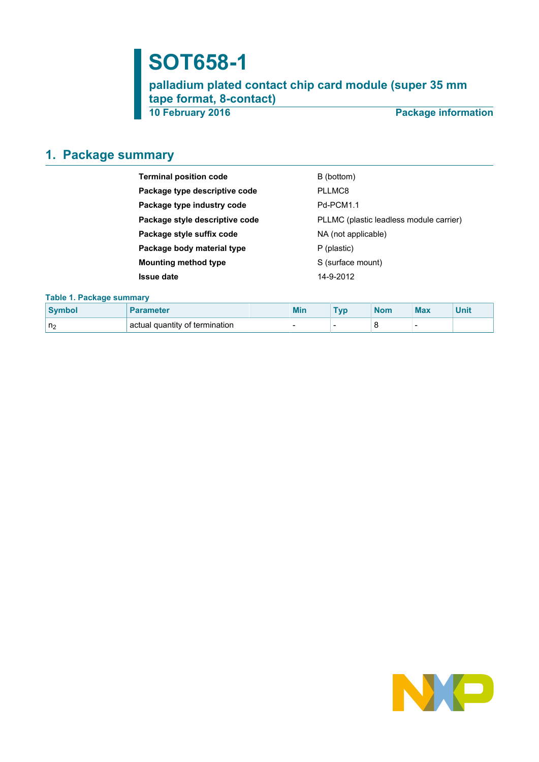# SOT658-1

## palladium plated contact chip card module (super 35 mm tape format, 8-contact)

**10 February 2016** **Package information**

## 1. Package summary

| | |
|---|---|
| **Terminal position code** | B (bottom) |
| **Package type descriptive code** | PLLMC8 |
| **Package type industry code** | Pd-PCM1.1 |
| **Package style descriptive code** | PLLMC (plastic leadless module carrier) |
| **Package style suffix code** | NA (not applicable) |
| **Package body material type** | P (plastic) |
| **Mounting method type** | S (surface mount) |
| **Issue date** | 14-9-2012 |

**Table 1. Package summary**

| Symbol | Parameter | | Min | Typ | Nom | Max | Unit |
|---|---|---|---|---|---|---|---|
| $n_2$ | actual quantity of termination | | - | - | 8 | - | |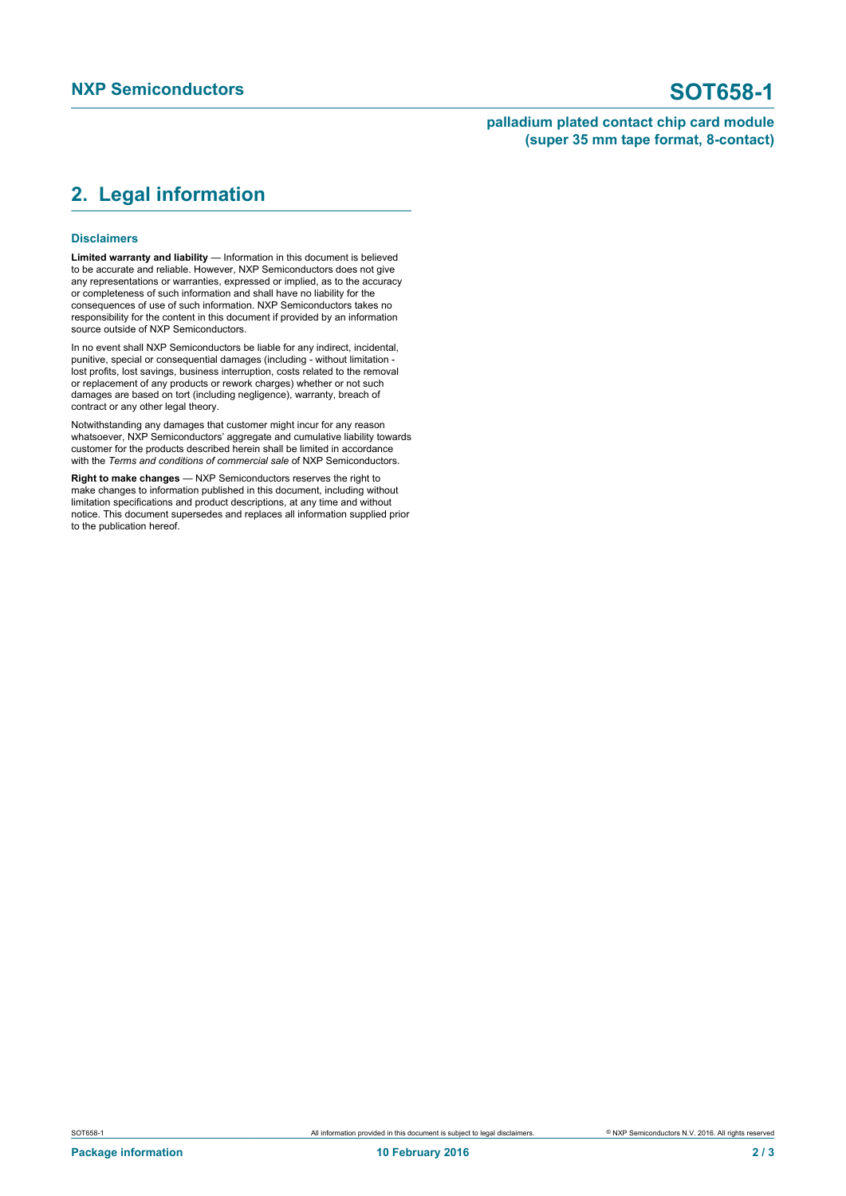## 2. Legal information

### Disclaimers

**Limited warranty and liability** — Information in this document is believed to be accurate and reliable. However, NXP Semiconductors does not give any representations or warranties, expressed or implied, as to the accuracy or completeness of such information and shall have no liability for the consequences of use of such information. NXP Semiconductors takes no responsibility for the content in this document if provided by an information source outside of NXP Semiconductors.

In no event shall NXP Semiconductors be liable for any indirect, incidental, punitive, special or consequential damages (including - without limitation - lost profits, lost savings, business interruption, costs related to the removal or replacement of any products or rework charges) whether or not such damages are based on tort (including negligence), warranty, breach of contract or any other legal theory.

Notwithstanding any damages that customer might incur for any reason whatsoever, NXP Semiconductors' aggregate and cumulative liability towards customer for the products described herein shall be limited in accordance with the *Terms and conditions of commercial sale* of NXP Semiconductors.

**Right to make changes** — NXP Semiconductors reserves the right to make changes to information published in this document, including without limitation specifications and product descriptions, at any time and without notice. This document supersedes and replaces all information supplied prior to the publication hereof.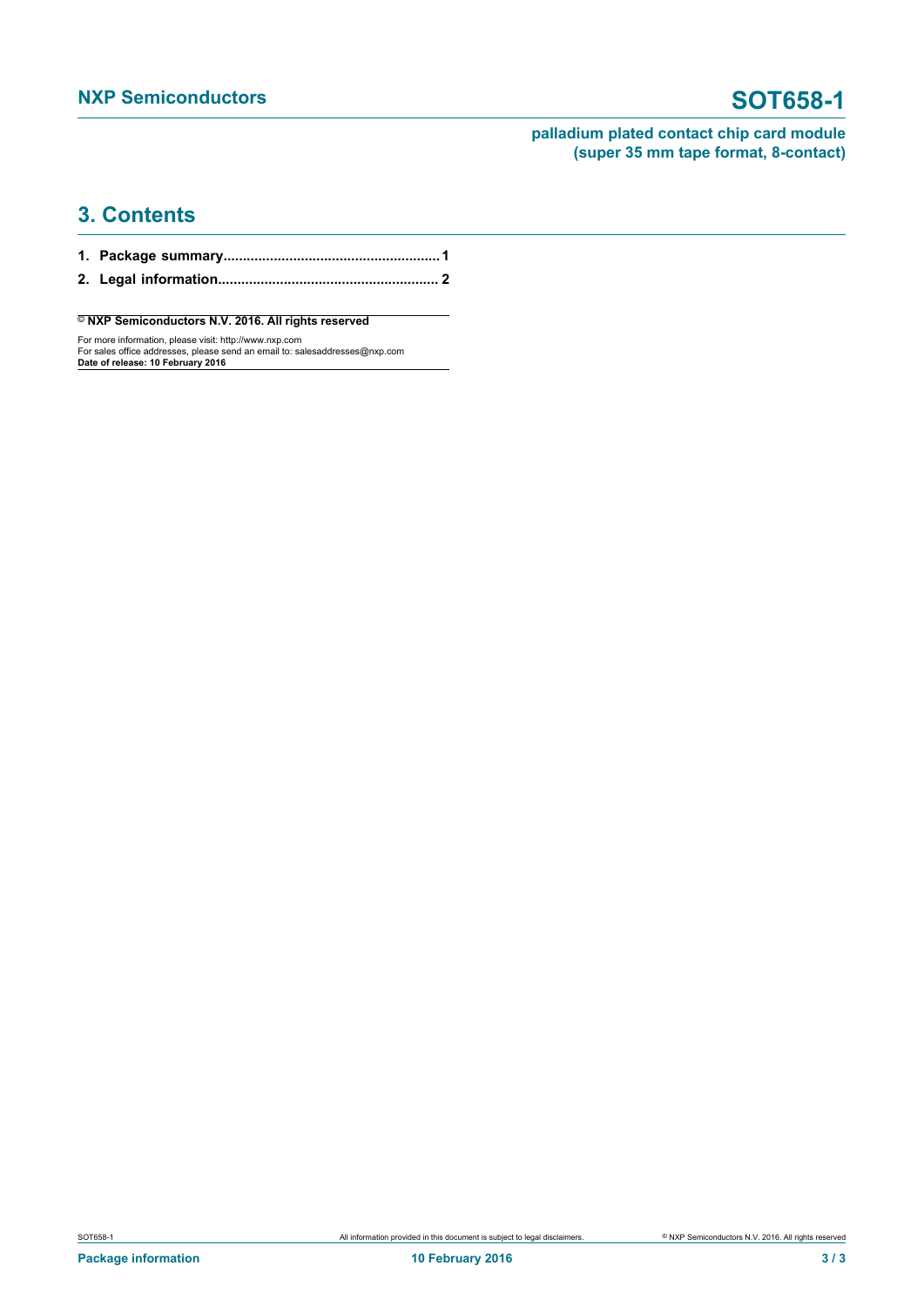## 3. Contents

**1. Package summary....................................................... 1**

**2. Legal information......................................................... 2**

**© NXP Semiconductors N.V. 2016. All rights reserved**

For more information, please visit: http://www.nxp.com
For sales office addresses, please send an email to: salesaddresses@nxp.com
**Date of release: 10 February 2016**